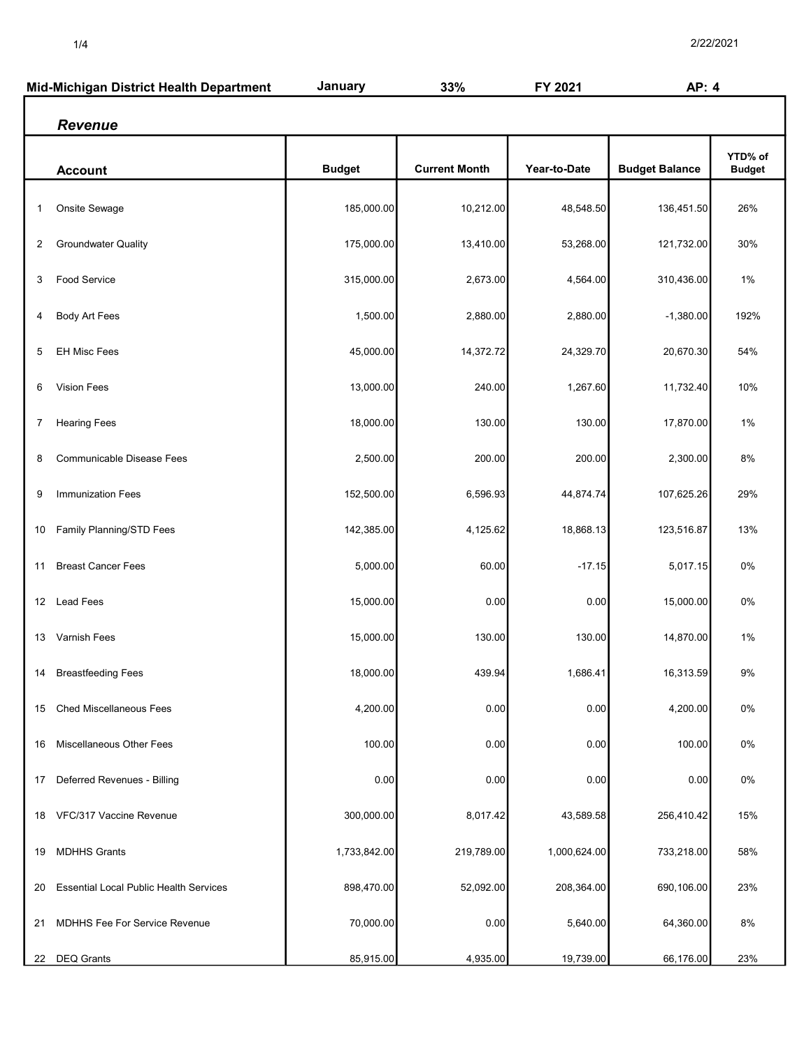**Mid-Michigan District Health Department** **January** **33%** **FY 2021** **AP: 4**

## *Revenue*

| | Account | Budget | Current Month | Year-to-Date | Budget Balance | YTD% of Budget |
|---|---|---|---|---|---|---|
| 1 | Onsite Sewage | 185,000.00 | 10,212.00 | 48,548.50 | 136,451.50 | 26% |
| 2 | Groundwater Quality | 175,000.00 | 13,410.00 | 53,268.00 | 121,732.00 | 30% |
| 3 | Food Service | 315,000.00 | 2,673.00 | 4,564.00 | 310,436.00 | 1% |
| 4 | Body Art Fees | 1,500.00 | 2,880.00 | 2,880.00 | -1,380.00 | 192% |
| 5 | EH Misc Fees | 45,000.00 | 14,372.72 | 24,329.70 | 20,670.30 | 54% |
| 6 | Vision Fees | 13,000.00 | 240.00 | 1,267.60 | 11,732.40 | 10% |
| 7 | Hearing Fees | 18,000.00 | 130.00 | 130.00 | 17,870.00 | 1% |
| 8 | Communicable Disease Fees | 2,500.00 | 200.00 | 200.00 | 2,300.00 | 8% |
| 9 | Immunization Fees | 152,500.00 | 6,596.93 | 44,874.74 | 107,625.26 | 29% |
| 10 | Family Planning/STD Fees | 142,385.00 | 4,125.62 | 18,868.13 | 123,516.87 | 13% |
| 11 | Breast Cancer Fees | 5,000.00 | 60.00 | -17.15 | 5,017.15 | 0% |
| 12 | Lead Fees | 15,000.00 | 0.00 | 0.00 | 15,000.00 | 0% |
| 13 | Varnish Fees | 15,000.00 | 130.00 | 130.00 | 14,870.00 | 1% |
| 14 | Breastfeeding Fees | 18,000.00 | 439.94 | 1,686.41 | 16,313.59 | 9% |
| 15 | Ched Miscellaneous Fees | 4,200.00 | 0.00 | 0.00 | 4,200.00 | 0% |
| 16 | Miscellaneous Other Fees | 100.00 | 0.00 | 0.00 | 100.00 | 0% |
| 17 | Deferred Revenues - Billing | 0.00 | 0.00 | 0.00 | 0.00 | 0% |
| 18 | VFC/317 Vaccine Revenue | 300,000.00 | 8,017.42 | 43,589.58 | 256,410.42 | 15% |
| 19 | MDHHS Grants | 1,733,842.00 | 219,789.00 | 1,000,624.00 | 733,218.00 | 58% |
| 20 | Essential Local Public Health Services | 898,470.00 | 52,092.00 | 208,364.00 | 690,106.00 | 23% |
| 21 | MDHHS Fee For Service Revenue | 70,000.00 | 0.00 | 5,640.00 | 64,360.00 | 8% |
| 22 | DEQ Grants | 85,915.00 | 4,935.00 | 19,739.00 | 66,176.00 | 23% |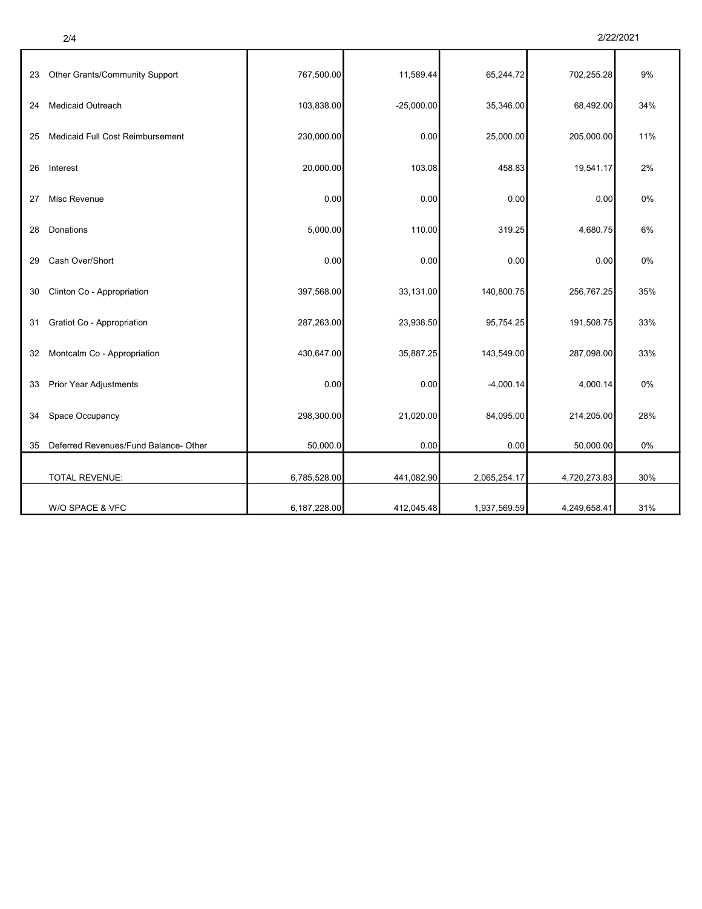| | | | | | | |
|---|---|---|---|---|---|---|
| 23 | Other Grants/Community Support | 767,500.00 | 11,589.44 | 65,244.72 | 702,255.28 | 9% |
| 24 | Medicaid Outreach | 103,838.00 | -25,000.00 | 35,346.00 | 68,492.00 | 34% |
| 25 | Medicaid Full Cost Reimbursement | 230,000.00 | 0.00 | 25,000.00 | 205,000.00 | 11% |
| 26 | Interest | 20,000.00 | 103.08 | 458.83 | 19,541.17 | 2% |
| 27 | Misc Revenue | 0.00 | 0.00 | 0.00 | 0.00 | 0% |
| 28 | Donations | 5,000.00 | 110.00 | 319.25 | 4,680.75 | 6% |
| 29 | Cash Over/Short | 0.00 | 0.00 | 0.00 | 0.00 | 0% |
| 30 | Clinton Co - Appropriation | 397,568.00 | 33,131.00 | 140,800.75 | 256,767.25 | 35% |
| 31 | Gratiot Co - Appropriation | 287,263.00 | 23,938.50 | 95,754.25 | 191,508.75 | 33% |
| 32 | Montcalm Co - Appropriation | 430,647.00 | 35,887.25 | 143,549.00 | 287,098.00 | 33% |
| 33 | Prior Year Adjustments | 0.00 | 0.00 | -4,000.14 | 4,000.14 | 0% |
| 34 | Space Occupancy | 298,300.00 | 21,020.00 | 84,095.00 | 214,205.00 | 28% |
| 35 | Deferred Revenues/Fund Balance- Other | 50,000.0 | 0.00 | 0.00 | 50,000.00 | 0% |
| | TOTAL REVENUE: | 6,785,528.00 | 441,082.90 | 2,065,254.17 | 4,720,273.83 | 30% |
| | W/O SPACE & VFC | 6,187,228.00 | 412,045.48 | 1,937,569.59 | 4,249,658.41 | 31% |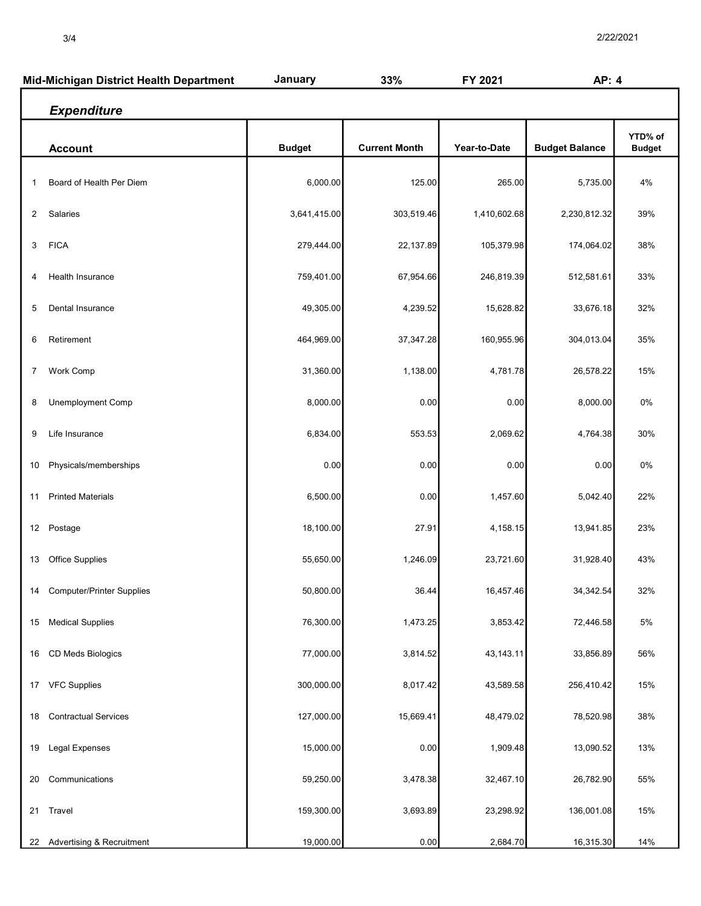| Mid-Michigan District Health Department | January | 33% | FY 2021 | AP: 4 | |
|---|---|---|---|---|---|

### *Expenditure*

| | Account | Budget | Current Month | Year-to-Date | Budget Balance | YTD% of Budget |
|---|---|---|---|---|---|---|
| 1 | Board of Health Per Diem | 6,000.00 | 125.00 | 265.00 | 5,735.00 | 4% |
| 2 | Salaries | 3,641,415.00 | 303,519.46 | 1,410,602.68 | 2,230,812.32 | 39% |
| 3 | FICA | 279,444.00 | 22,137.89 | 105,379.98 | 174,064.02 | 38% |
| 4 | Health Insurance | 759,401.00 | 67,954.66 | 246,819.39 | 512,581.61 | 33% |
| 5 | Dental Insurance | 49,305.00 | 4,239.52 | 15,628.82 | 33,676.18 | 32% |
| 6 | Retirement | 464,969.00 | 37,347.28 | 160,955.96 | 304,013.04 | 35% |
| 7 | Work Comp | 31,360.00 | 1,138.00 | 4,781.78 | 26,578.22 | 15% |
| 8 | Unemployment Comp | 8,000.00 | 0.00 | 0.00 | 8,000.00 | 0% |
| 9 | Life Insurance | 6,834.00 | 553.53 | 2,069.62 | 4,764.38 | 30% |
| 10 | Physicals/memberships | 0.00 | 0.00 | 0.00 | 0.00 | 0% |
| 11 | Printed Materials | 6,500.00 | 0.00 | 1,457.60 | 5,042.40 | 22% |
| 12 | Postage | 18,100.00 | 27.91 | 4,158.15 | 13,941.85 | 23% |
| 13 | Office Supplies | 55,650.00 | 1,246.09 | 23,721.60 | 31,928.40 | 43% |
| 14 | Computer/Printer Supplies | 50,800.00 | 36.44 | 16,457.46 | 34,342.54 | 32% |
| 15 | Medical Supplies | 76,300.00 | 1,473.25 | 3,853.42 | 72,446.58 | 5% |
| 16 | CD Meds Biologics | 77,000.00 | 3,814.52 | 43,143.11 | 33,856.89 | 56% |
| 17 | VFC Supplies | 300,000.00 | 8,017.42 | 43,589.58 | 256,410.42 | 15% |
| 18 | Contractual Services | 127,000.00 | 15,669.41 | 48,479.02 | 78,520.98 | 38% |
| 19 | Legal Expenses | 15,000.00 | 0.00 | 1,909.48 | 13,090.52 | 13% |
| 20 | Communications | 59,250.00 | 3,478.38 | 32,467.10 | 26,782.90 | 55% |
| 21 | Travel | 159,300.00 | 3,693.89 | 23,298.92 | 136,001.08 | 15% |
| 22 | Advertising & Recruitment | 19,000.00 | 0.00 | 2,684.70 | 16,315.30 | 14% |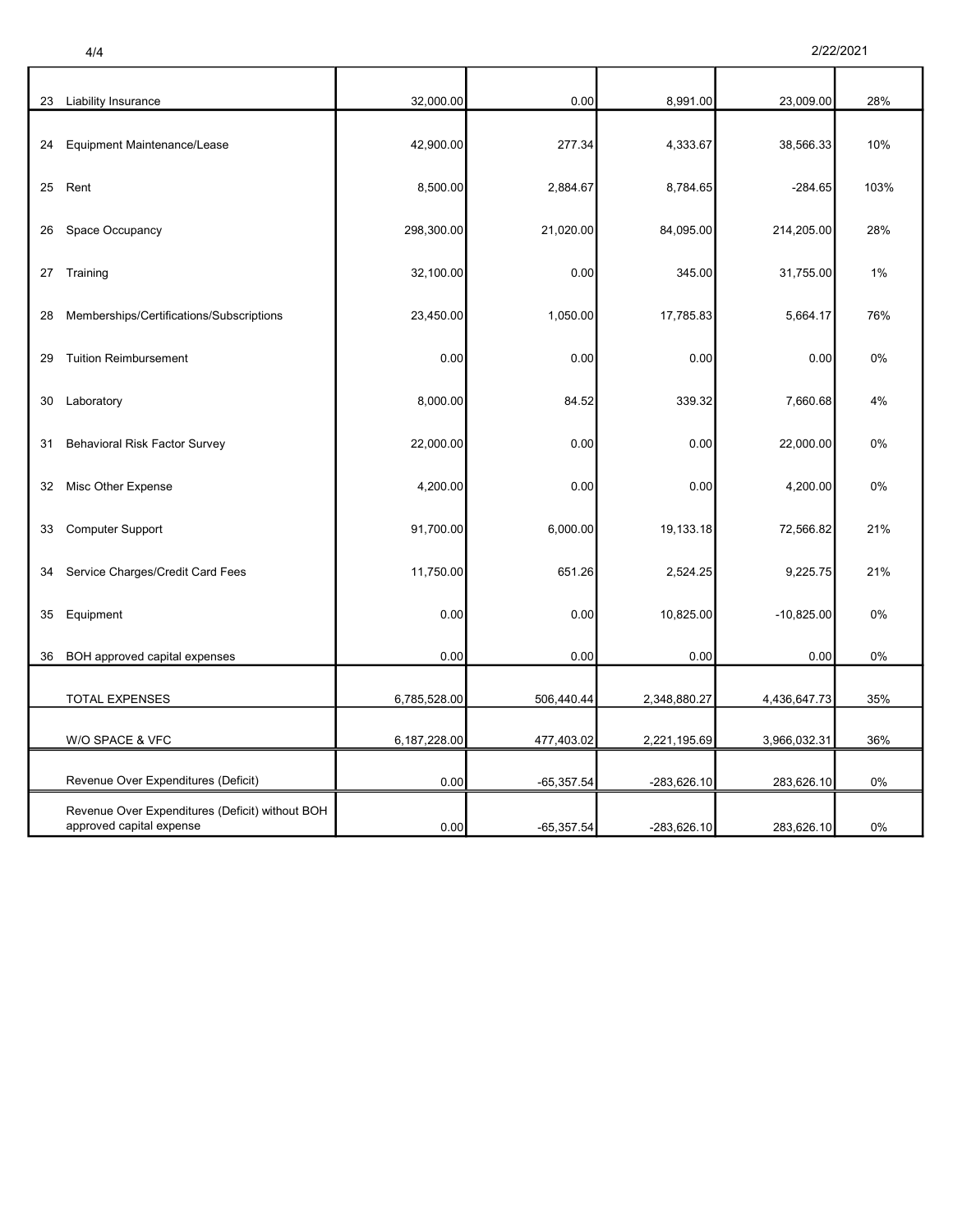| | | | | | | |
|---|---|---|---|---|---|---|
| 23 | Liability Insurance | 32,000.00 | 0.00 | 8,991.00 | 23,009.00 | 28% |
| 24 | Equipment Maintenance/Lease | 42,900.00 | 277.34 | 4,333.67 | 38,566.33 | 10% |
| 25 | Rent | 8,500.00 | 2,884.67 | 8,784.65 | -284.65 | 103% |
| 26 | Space Occupancy | 298,300.00 | 21,020.00 | 84,095.00 | 214,205.00 | 28% |
| 27 | Training | 32,100.00 | 0.00 | 345.00 | 31,755.00 | 1% |
| 28 | Memberships/Certifications/Subscriptions | 23,450.00 | 1,050.00 | 17,785.83 | 5,664.17 | 76% |
| 29 | Tuition Reimbursement | 0.00 | 0.00 | 0.00 | 0.00 | 0% |
| 30 | Laboratory | 8,000.00 | 84.52 | 339.32 | 7,660.68 | 4% |
| 31 | Behavioral Risk Factor Survey | 22,000.00 | 0.00 | 0.00 | 22,000.00 | 0% |
| 32 | Misc Other Expense | 4,200.00 | 0.00 | 0.00 | 4,200.00 | 0% |
| 33 | Computer Support | 91,700.00 | 6,000.00 | 19,133.18 | 72,566.82 | 21% |
| 34 | Service Charges/Credit Card Fees | 11,750.00 | 651.26 | 2,524.25 | 9,225.75 | 21% |
| 35 | Equipment | 0.00 | 0.00 | 10,825.00 | -10,825.00 | 0% |
| 36 | BOH approved capital expenses | 0.00 | 0.00 | 0.00 | 0.00 | 0% |
| | TOTAL EXPENSES | 6,785,528.00 | 506,440.44 | 2,348,880.27 | 4,436,647.73 | 35% |
| | W/O SPACE & VFC | 6,187,228.00 | 477,403.02 | 2,221,195.69 | 3,966,032.31 | 36% |
| | Revenue Over Expenditures (Deficit) | 0.00 | -65,357.54 | -283,626.10 | 283,626.10 | 0% |
| | Revenue Over Expenditures (Deficit) without BOH approved capital expense | 0.00 | -65,357.54 | -283,626.10 | 283,626.10 | 0% |